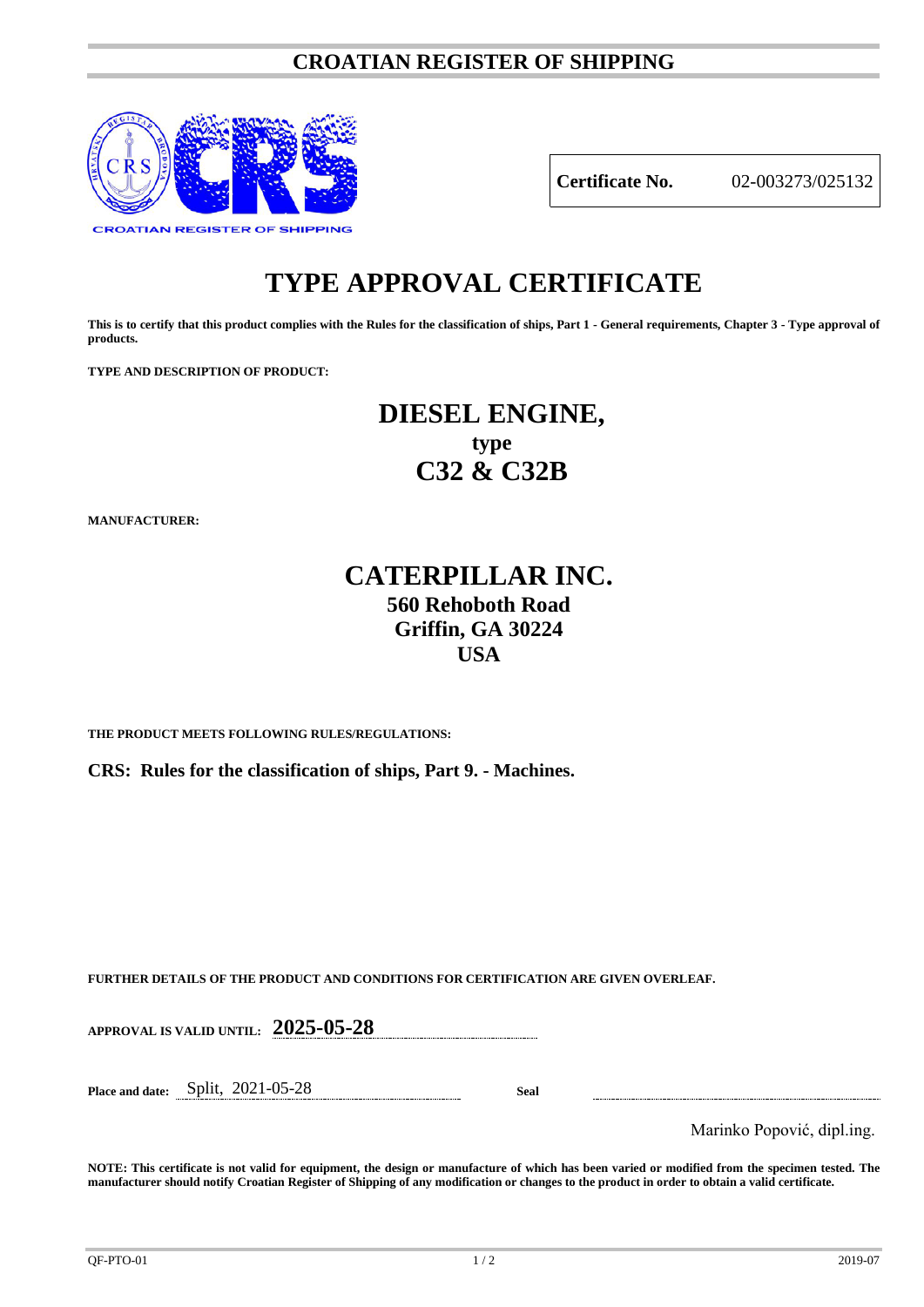# CROATIAN REGISTER OF SHIPPING

CROATIAN REGISTER OF SHIPPING

| **Certificate No.** | 02-003273/025132 |
|---|---|

# TYPE APPROVAL CERTIFICATE

**This is to certify that this product complies with the Rules for the classification of ships, Part 1 - General requirements, Chapter 3 - Type approval of products.**

**TYPE AND DESCRIPTION OF PRODUCT:**

## DIESEL ENGINE,
### type
## C32 & C32B

**MANUFACTURER:**

## CATERPILLAR INC.
### 560 Rehoboth Road
### Griffin, GA 30224
### USA

**THE PRODUCT MEETS FOLLOWING RULES/REGULATIONS:**

**CRS: Rules for the classification of ships, Part 9. - Machines.**

**FURTHER DETAILS OF THE PRODUCT AND CONDITIONS FOR CERTIFICATION ARE GIVEN OVERLEAF.**

**APPROVAL IS VALID UNTIL:** **2025-05-28**

**Place and date:** Split, 2021-05-28 **Seal**

Marinko Popović, dipl.ing.

**NOTE: This certificate is not valid for equipment, the design or manufacture of which has been varied or modified from the specimen tested. The manufacturer should notify Croatian Register of Shipping of any modification or changes to the product in order to obtain a valid certificate.**

QF-PTO-01 2019-07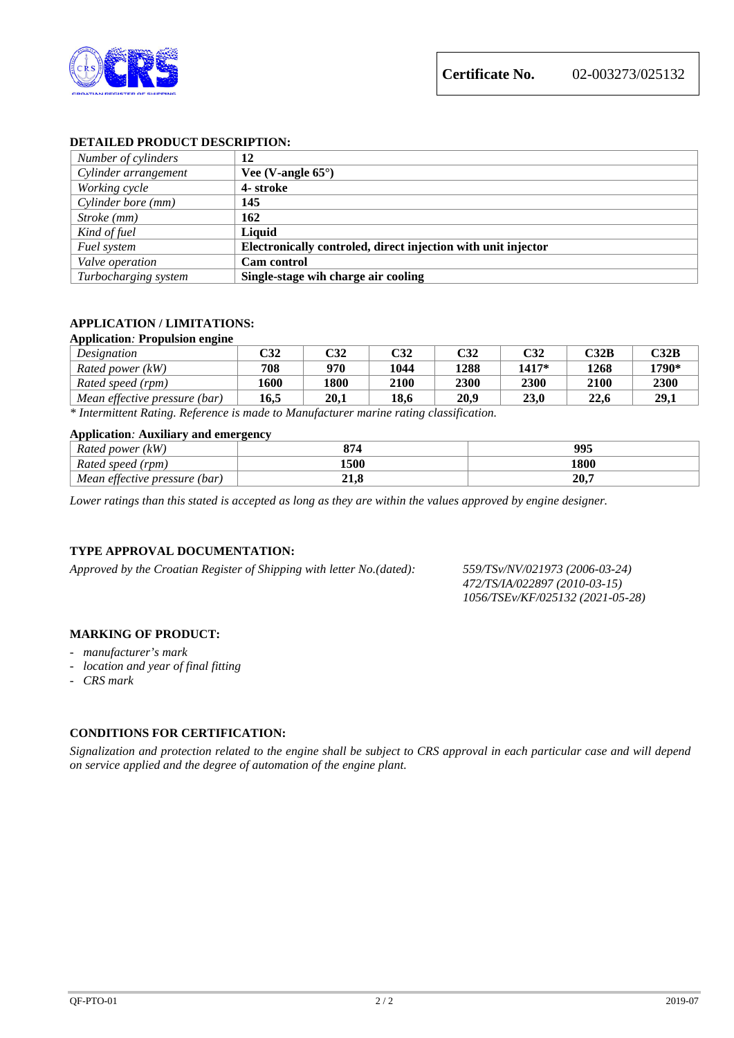**Certificate No.** 02-003273/025132

## DETAILED PRODUCT DESCRIPTION:

| | |
|---|---|
| *Number of cylinders* | **12** |
| *Cylinder arrangement* | **Vee (V-angle 65°)** |
| *Working cycle* | **4- stroke** |
| *Cylinder bore (mm)* | **145** |
| *Stroke (mm)* | **162** |
| *Kind of fuel* | **Liquid** |
| *Fuel system* | **Electronically controled, direct injection with unit injector** |
| *Valve operation* | **Cam control** |
| *Turbocharging system* | **Single-stage wih charge air cooling** |

## APPLICATION / LIMITATIONS:

**Application***:* **Propulsion engine**

| *Designation* | **C32** | **C32** | **C32** | **C32** | **C32** | **C32B** | **C32B** |
|---|---|---|---|---|---|---|---|
| *Rated power (kW)* | **708** | **970** | **1044** | **1288** | **1417*** | **1268** | **1790*** |
| *Rated speed (rpm)* | **1600** | **1800** | **2100** | **2300** | **2300** | **2100** | **2300** |
| *Mean effective pressure (bar)* | **16,5** | **20,1** | **18,6** | **20,9** | **23,0** | **22,6** | **29,1** |

*\* Intermittent Rating. Reference is made to Manufacturer marine rating classification.*

**Application***:* **Auxiliary and emergency**

| | | |
|---|---|---|
| *Rated power (kW)* | **874** | **995** |
| *Rated speed (rpm)* | **1500** | **1800** |
| *Mean effective pressure (bar)* | **21,8** | **20,7** |

*Lower ratings than this stated is accepted as long as they are within the values approved by engine designer.*

## TYPE APPROVAL DOCUMENTATION:

*Approved by the Croatian Register of Shipping with letter No.(dated):*

*559/TSv/NV/021973 (2006-03-24)*
*472/TS/IA/022897 (2010-03-15)*
*1056/TSEv/KF/025132 (2021-05-28)*

## MARKING OF PRODUCT:

- *manufacturer's mark*
- *location and year of final fitting*
- *CRS mark*

## CONDITIONS FOR CERTIFICATION:

*Signalization and protection related to the engine shall be subject to CRS approval in each particular case and will depend on service applied and the degree of automation of the engine plant.*